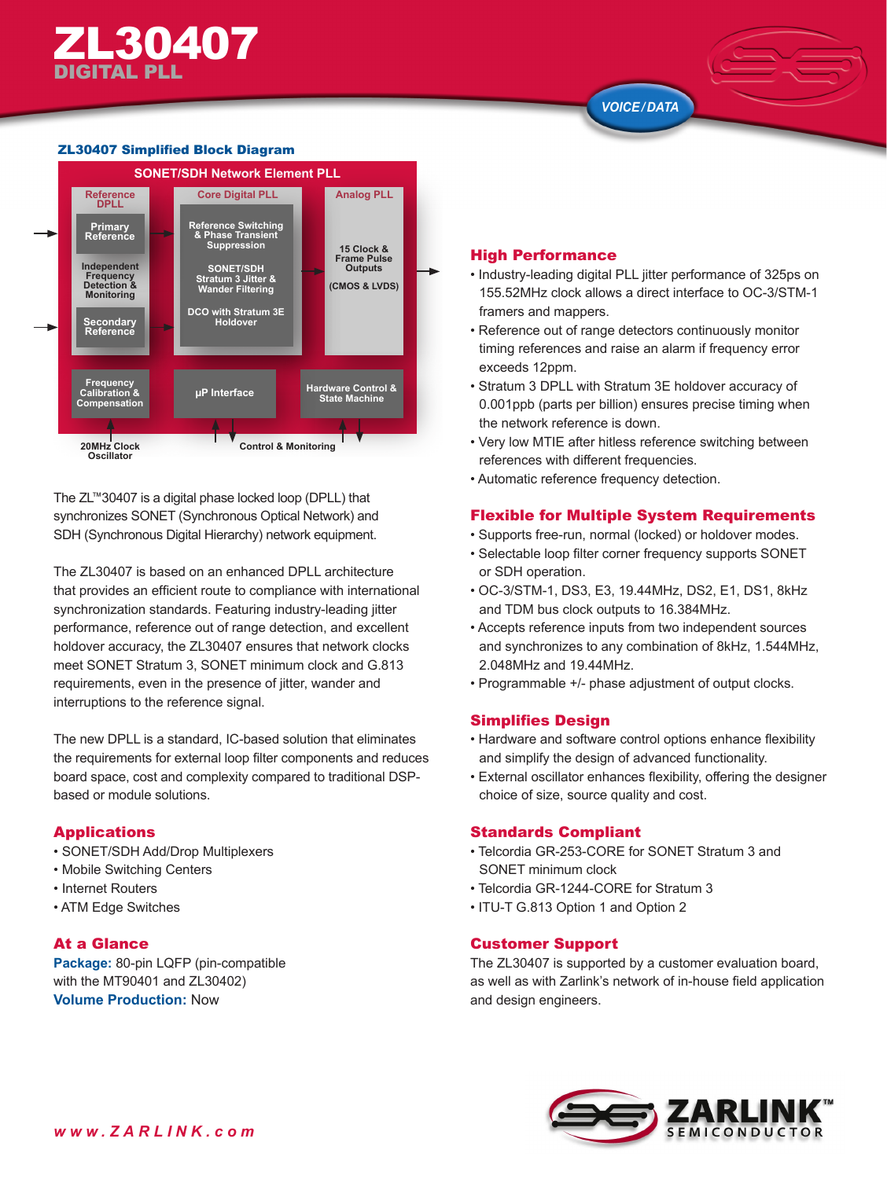# ZL30407

## DIGITAL PLL

VOICE/DATA

### ZL30407 Simplified Block Diagram

SONET/SDH Network Element PLL

Reference DPLL: Primary Reference; Independent Frequency Detection & Monitoring; Secondary Reference

Core Digital PLL: Reference Switching & Phase Transient Suppression; SONET/SDH Stratum 3 Jitter & Wander Filtering; DCO with Stratum 3E Holdover

Analog PLL: 15 Clock & Frame Pulse Outputs (CMOS & LVDS)

Frequency Calibration & Compensation; µP Interface; Hardware Control & State Machine

20MHz Clock Oscillator; Control & Monitoring

The ZL™30407 is a digital phase locked loop (DPLL) that synchronizes SONET (Synchronous Optical Network) and SDH (Synchronous Digital Hierarchy) network equipment.

The ZL30407 is based on an enhanced DPLL architecture that provides an efficient route to compliance with international synchronization standards. Featuring industry-leading jitter performance, reference out of range detection, and excellent holdover accuracy, the ZL30407 ensures that network clocks meet SONET Stratum 3, SONET minimum clock and G.813 requirements, even in the presence of jitter, wander and interruptions to the reference signal.

The new DPLL is a standard, IC-based solution that eliminates the requirements for external loop filter components and reduces board space, cost and complexity compared to traditional DSP-based or module solutions.

## Applications

- SONET/SDH Add/Drop Multiplexers
- Mobile Switching Centers
- Internet Routers
- ATM Edge Switches

## At a Glance

**Package:** 80-pin LQFP (pin-compatible with the MT90401 and ZL30402)
**Volume Production:** Now

## High Performance

- Industry-leading digital PLL jitter performance of 325ps on 155.52MHz clock allows a direct interface to OC-3/STM-1 framers and mappers.
- Reference out of range detectors continuously monitor timing references and raise an alarm if frequency error exceeds 12ppm.
- Stratum 3 DPLL with Stratum 3E holdover accuracy of 0.001ppb (parts per billion) ensures precise timing when the network reference is down.
- Very low MTIE after hitless reference switching between references with different frequencies.
- Automatic reference frequency detection.

## Flexible for Multiple System Requirements

- Supports free-run, normal (locked) or holdover modes.
- Selectable loop filter corner frequency supports SONET or SDH operation.
- OC-3/STM-1, DS3, E3, 19.44MHz, DS2, E1, DS1, 8kHz and TDM bus clock outputs to 16.384MHz.
- Accepts reference inputs from two independent sources and synchronizes to any combination of 8kHz, 1.544MHz, 2.048MHz and 19.44MHz.
- Programmable +/- phase adjustment of output clocks.

## Simplifies Design

- Hardware and software control options enhance flexibility and simplify the design of advanced functionality.
- External oscillator enhances flexibility, offering the designer choice of size, source quality and cost.

## Standards Compliant

- Telcordia GR-253-CORE for SONET Stratum 3 and SONET minimum clock
- Telcordia GR-1244-CORE for Stratum 3
- ITU-T G.813 Option 1 and Option 2

## Customer Support

The ZL30407 is supported by a customer evaluation board, as well as with Zarlink's network of in-house field application and design engineers.

*www.ZARLINK.com*

ZARLINK™ SEMICONDUCTOR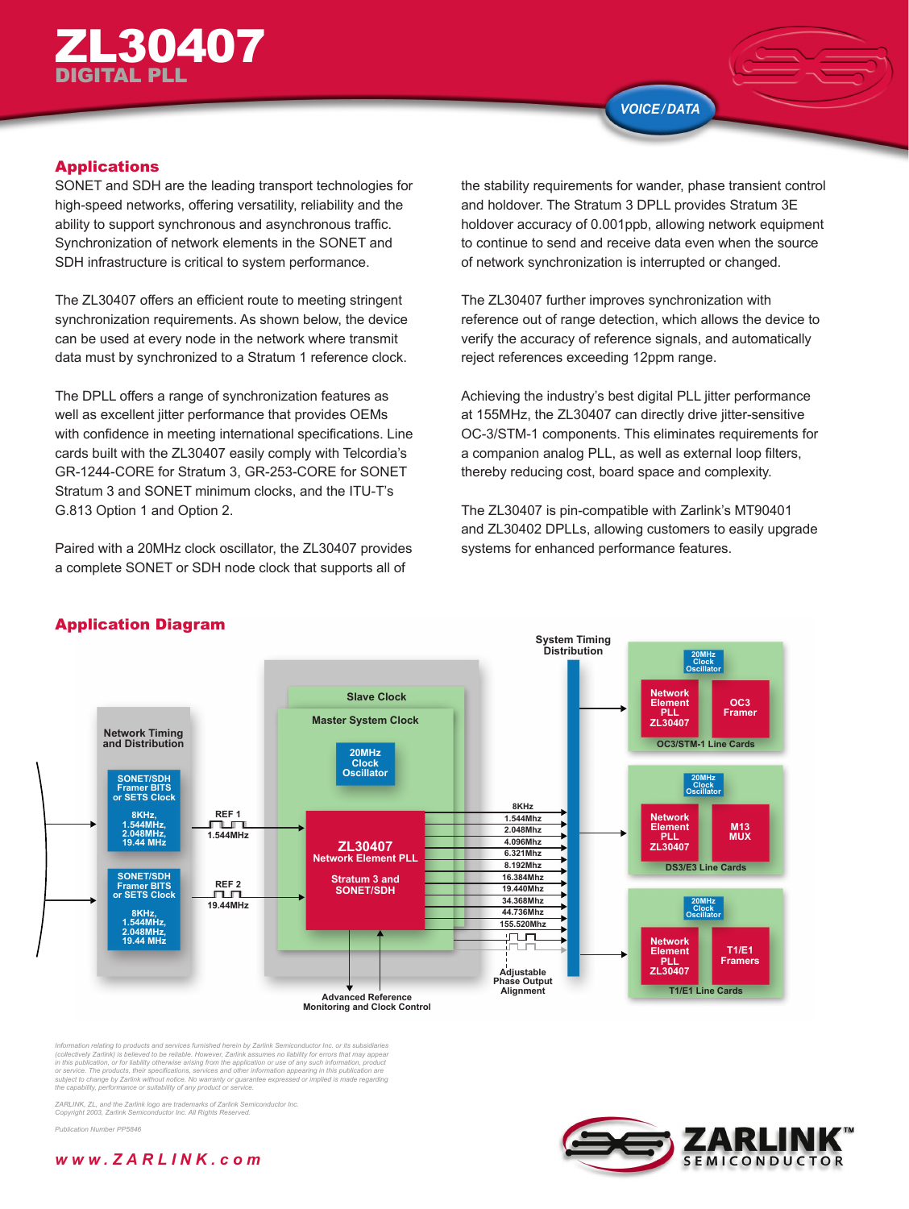# ZL30407

## DIGITAL PLL

VOICE/DATA

## Applications

SONET and SDH are the leading transport technologies for high-speed networks, offering versatility, reliability and the ability to support synchronous and asynchronous traffic. Synchronization of network elements in the SONET and SDH infrastructure is critical to system performance.

The ZL30407 offers an efficient route to meeting stringent synchronization requirements. As shown below, the device can be used at every node in the network where transmit data must by synchronized to a Stratum 1 reference clock.

The DPLL offers a range of synchronization features as well as excellent jitter performance that provides OEMs with confidence in meeting international specifications. Line cards built with the ZL30407 easily comply with Telcordia's GR-1244-CORE for Stratum 3, GR-253-CORE for SONET Stratum 3 and SONET minimum clocks, and the ITU-T's G.813 Option 1 and Option 2.

Paired with a 20MHz clock oscillator, the ZL30407 provides a complete SONET or SDH node clock that supports all of the stability requirements for wander, phase transient control and holdover. The Stratum 3 DPLL provides Stratum 3E holdover accuracy of 0.001ppb, allowing network equipment to continue to send and receive data even when the source of network synchronization is interrupted or changed.

The ZL30407 further improves synchronization with reference out of range detection, which allows the device to verify the accuracy of reference signals, and automatically reject references exceeding 12ppm range.

Achieving the industry's best digital PLL jitter performance at 155MHz, the ZL30407 can directly drive jitter-sensitive OC-3/STM-1 components. This eliminates requirements for a companion analog PLL, as well as external loop filters, thereby reducing cost, board space and complexity.

The ZL30407 is pin-compatible with Zarlink's MT90401 and ZL30402 DPLLs, allowing customers to easily upgrade systems for enhanced performance features.

## Application Diagram

Network Timing and Distribution

SONET/SDH Framer BITS or SETS Clock
8KHz, 1.544MHz, 2.048MHz, 19.44 MHz

SONET/SDH Framer BITS or SETS Clock
8KHz, 1.544MHz, 2.048MHz, 19.44 MHz

REF 1
1.544MHz

REF 2
19.44MHz

Slave Clock

Master System Clock

20MHz Clock Oscillator

ZL30407
Network Element PLL
Stratum 3 and SONET/SDH

8KHz
1.544Mhz
2.048Mhz
4.096Mhz
6.321Mhz
8.192Mhz
16.384Mhz
19.440Mhz
34.368Mhz
44.736Mhz
155.520Mhz

Adjustable Phase Output Alignment

Advanced Reference Monitoring and Clock Control

System Timing Distribution

20MHz Clock Oscillator
Network Element PLL ZL30407
OC3 Framer
OC3/STM-1 Line Cards

20MHz Clock Oscillator
Network Element PLL ZL30407
M13 MUX
DS3/E3 Line Cards

20MHz Clock Oscillator
Network Element PLL ZL30407
T1/E1 Framers
T1/E1 Line Cards

*Information relating to products and services furnished herein by Zarlink Semiconductor Inc. or its subsidiaries (collectively Zarlink) is believed to be reliable. However, Zarlink assumes no liability for errors that may appear in this publication, or for liability otherwise arising from the application or use of any such information, product or service. The products, their specifications, services and other information appearing in this publication are subject to change by Zarlink without notice. No warranty or guarantee expressed or implied is made regarding the capability, performance or suitability of any product or service.*

*ZARLINK, ZL, and the Zarlink logo are trademarks of Zarlink Semiconductor Inc.*
*Copyright 2003, Zarlink Semiconductor Inc. All Rights Reserved.*

*Publication Number PP5846*

**www.ZARLINK.com**

ZARLINK™ SEMICONDUCTOR